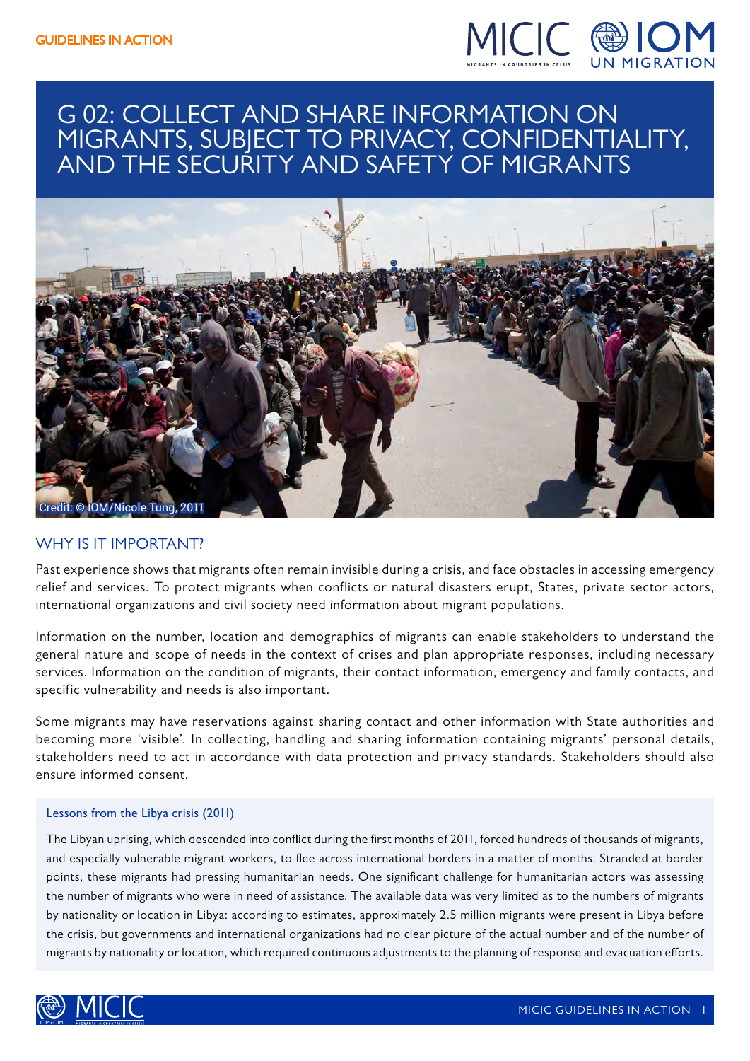GUIDELINES IN ACTION

# G 02: COLLECT AND SHARE INFORMATION ON MIGRANTS, SUBJECT TO PRIVACY, CONFIDENTIALITY, AND THE SECURITY AND SAFETY OF MIGRANTS

Credit: © IOM/Nicole Tung, 2011

## WHY IS IT IMPORTANT?

Past experience shows that migrants often remain invisible during a crisis, and face obstacles in accessing emergency relief and services. To protect migrants when conflicts or natural disasters erupt, States, private sector actors, international organizations and civil society need information about migrant populations.

Information on the number, location and demographics of migrants can enable stakeholders to understand the general nature and scope of needs in the context of crises and plan appropriate responses, including necessary services. Information on the condition of migrants, their contact information, emergency and family contacts, and specific vulnerability and needs is also important.

Some migrants may have reservations against sharing contact and other information with State authorities and becoming more 'visible'. In collecting, handling and sharing information containing migrants' personal details, stakeholders need to act in accordance with data protection and privacy standards. Stakeholders should also ensure informed consent.

### Lessons from the Libya crisis (2011)

The Libyan uprising, which descended into conflict during the first months of 2011, forced hundreds of thousands of migrants, and especially vulnerable migrant workers, to flee across international borders in a matter of months. Stranded at border points, these migrants had pressing humanitarian needs. One significant challenge for humanitarian actors was assessing the number of migrants who were in need of assistance. The available data was very limited as to the numbers of migrants by nationality or location in Libya: according to estimates, approximately 2.5 million migrants were present in Libya before the crisis, but governments and international organizations had no clear picture of the actual number and of the number of migrants by nationality or location, which required continuous adjustments to the planning of response and evacuation efforts.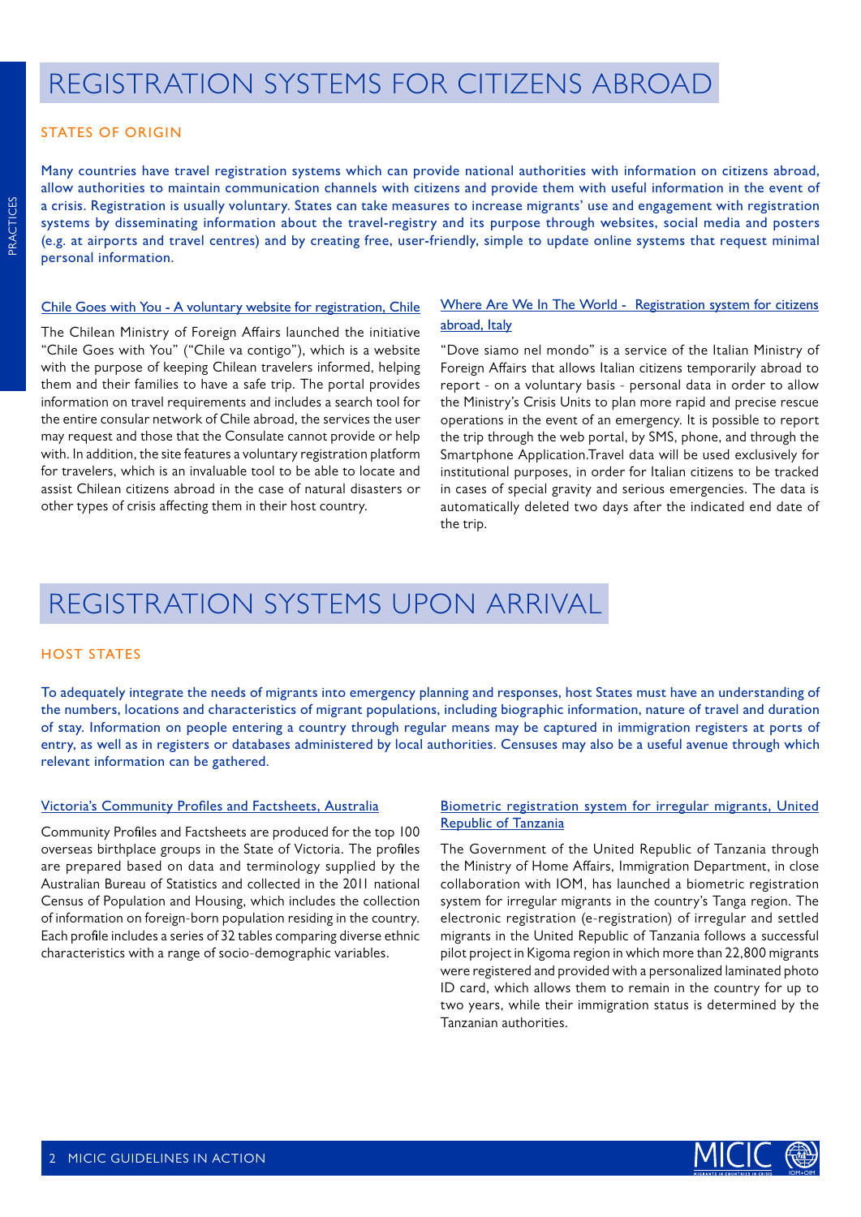# REGISTRATION SYSTEMS FOR CITIZENS ABROAD

## STATES OF ORIGIN

Many countries have travel registration systems which can provide national authorities with information on citizens abroad, allow authorities to maintain communication channels with citizens and provide them with useful information in the event of a crisis. Registration is usually voluntary. States can take measures to increase migrants' use and engagement with registration systems by disseminating information about the travel-registry and its purpose through websites, social media and posters (e.g. at airports and travel centres) and by creating free, user-friendly, simple to update online systems that request minimal personal information.

### Chile Goes with You - A voluntary website for registration, Chile

The Chilean Ministry of Foreign Affairs launched the initiative "Chile Goes with You" ("Chile va contigo"), which is a website with the purpose of keeping Chilean travelers informed, helping them and their families to have a safe trip. The portal provides information on travel requirements and includes a search tool for the entire consular network of Chile abroad, the services the user may request and those that the Consulate cannot provide or help with. In addition, the site features a voluntary registration platform for travelers, which is an invaluable tool to be able to locate and assist Chilean citizens abroad in the case of natural disasters or other types of crisis affecting them in their host country.

### Where Are We In The World - Registration system for citizens abroad, Italy

"Dove siamo nel mondo" is a service of the Italian Ministry of Foreign Affairs that allows Italian citizens temporarily abroad to report - on a voluntary basis - personal data in order to allow the Ministry's Crisis Units to plan more rapid and precise rescue operations in the event of an emergency. It is possible to report the trip through the web portal, by SMS, phone, and through the Smartphone Application.Travel data will be used exclusively for institutional purposes, in order for Italian citizens to be tracked in cases of special gravity and serious emergencies. The data is automatically deleted two days after the indicated end date of the trip.

# REGISTRATION SYSTEMS UPON ARRIVAL

## HOST STATES

To adequately integrate the needs of migrants into emergency planning and responses, host States must have an understanding of the numbers, locations and characteristics of migrant populations, including biographic information, nature of travel and duration of stay. Information on people entering a country through regular means may be captured in immigration registers at ports of entry, as well as in registers or databases administered by local authorities. Censuses may also be a useful avenue through which relevant information can be gathered.

### Victoria's Community Profiles and Factsheets, Australia

Community Profiles and Factsheets are produced for the top 100 overseas birthplace groups in the State of Victoria. The profiles are prepared based on data and terminology supplied by the Australian Bureau of Statistics and collected in the 2011 national Census of Population and Housing, which includes the collection of information on foreign-born population residing in the country. Each profile includes a series of 32 tables comparing diverse ethnic characteristics with a range of socio-demographic variables.

### Biometric registration system for irregular migrants, United Republic of Tanzania

The Government of the United Republic of Tanzania through the Ministry of Home Affairs, Immigration Department, in close collaboration with IOM, has launched a biometric registration system for irregular migrants in the country's Tanga region. The electronic registration (e-registration) of irregular and settled migrants in the United Republic of Tanzania follows a successful pilot project in Kigoma region in which more than 22,800 migrants were registered and provided with a personalized laminated photo ID card, which allows them to remain in the country for up to two years, while their immigration status is determined by the Tanzanian authorities.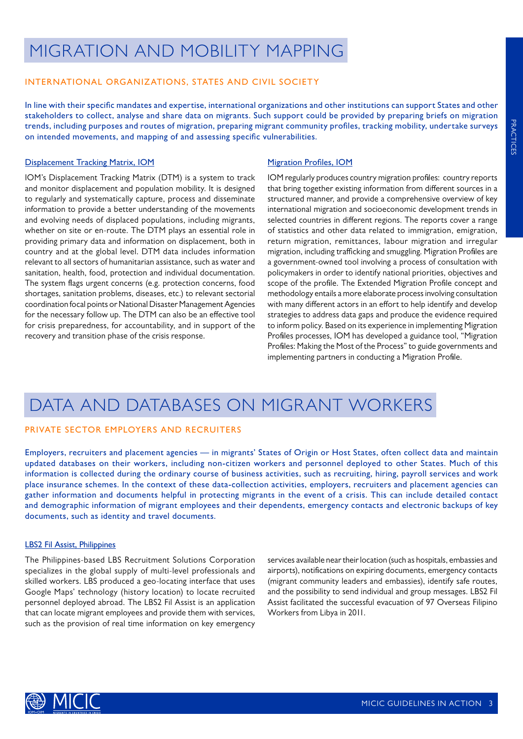# MIGRATION AND MOBILITY MAPPING

## INTERNATIONAL ORGANIZATIONS, STATES AND CIVIL SOCIETY

In line with their specific mandates and expertise, international organizations and other institutions can support States and other stakeholders to collect, analyse and share data on migrants. Such support could be provided by preparing briefs on migration trends, including purposes and routes of migration, preparing migrant community profiles, tracking mobility, undertake surveys on intended movements, and mapping of and assessing specific vulnerabilities.

### Displacement Tracking Matrix, IOM

IOM's Displacement Tracking Matrix (DTM) is a system to track and monitor displacement and population mobility. It is designed to regularly and systematically capture, process and disseminate information to provide a better understanding of the movements and evolving needs of displaced populations, including migrants, whether on site or en-route. The DTM plays an essential role in providing primary data and information on displacement, both in country and at the global level. DTM data includes information relevant to all sectors of humanitarian assistance, such as water and sanitation, health, food, protection and individual documentation. The system flags urgent concerns (e.g. protection concerns, food shortages, sanitation problems, diseases, etc.) to relevant sectorial coordination focal points or National Disaster Management Agencies for the necessary follow up. The DTM can also be an effective tool for crisis preparedness, for accountability, and in support of the recovery and transition phase of the crisis response.

### Migration Profiles, IOM

IOM regularly produces country migration profiles: country reports that bring together existing information from different sources in a structured manner, and provide a comprehensive overview of key international migration and socioeconomic development trends in selected countries in different regions. The reports cover a range of statistics and other data related to immigration, emigration, return migration, remittances, labour migration and irregular migration, including trafficking and smuggling. Migration Profiles are a government-owned tool involving a process of consultation with policymakers in order to identify national priorities, objectives and scope of the profile. The Extended Migration Profile concept and methodology entails a more elaborate process involving consultation with many different actors in an effort to help identify and develop strategies to address data gaps and produce the evidence required to inform policy. Based on its experience in implementing Migration Profiles processes, IOM has developed a guidance tool, "Migration Profiles: Making the Most of the Process" to guide governments and implementing partners in conducting a Migration Profile.

# DATA AND DATABASES ON MIGRANT WORKERS

## PRIVATE SECTOR EMPLOYERS AND RECRUITERS

Employers, recruiters and placement agencies — in migrants' States of Origin or Host States, often collect data and maintain updated databases on their workers, including non-citizen workers and personnel deployed to other States. Much of this information is collected during the ordinary course of business activities, such as recruiting, hiring, payroll services and work place insurance schemes. In the context of these data-collection activities, employers, recruiters and placement agencies can gather information and documents helpful in protecting migrants in the event of a crisis. This can include detailed contact and demographic information of migrant employees and their dependents, emergency contacts and electronic backups of key documents, such as identity and travel documents.

### LBS2 Fil Assist, Philippines

The Philippines-based LBS Recruitment Solutions Corporation specializes in the global supply of multi-level professionals and skilled workers. LBS produced a geo-locating interface that uses Google Maps' technology (history location) to locate recruited personnel deployed abroad. The LBS2 Fil Assist is an application that can locate migrant employees and provide them with services, such as the provision of real time information on key emergency services available near their location (such as hospitals, embassies and airports), notifications on expiring documents, emergency contacts (migrant community leaders and embassies), identify safe routes, and the possibility to send individual and group messages. LBS2 Fil Assist facilitated the successful evacuation of 97 Overseas Filipino Workers from Libya in 2011.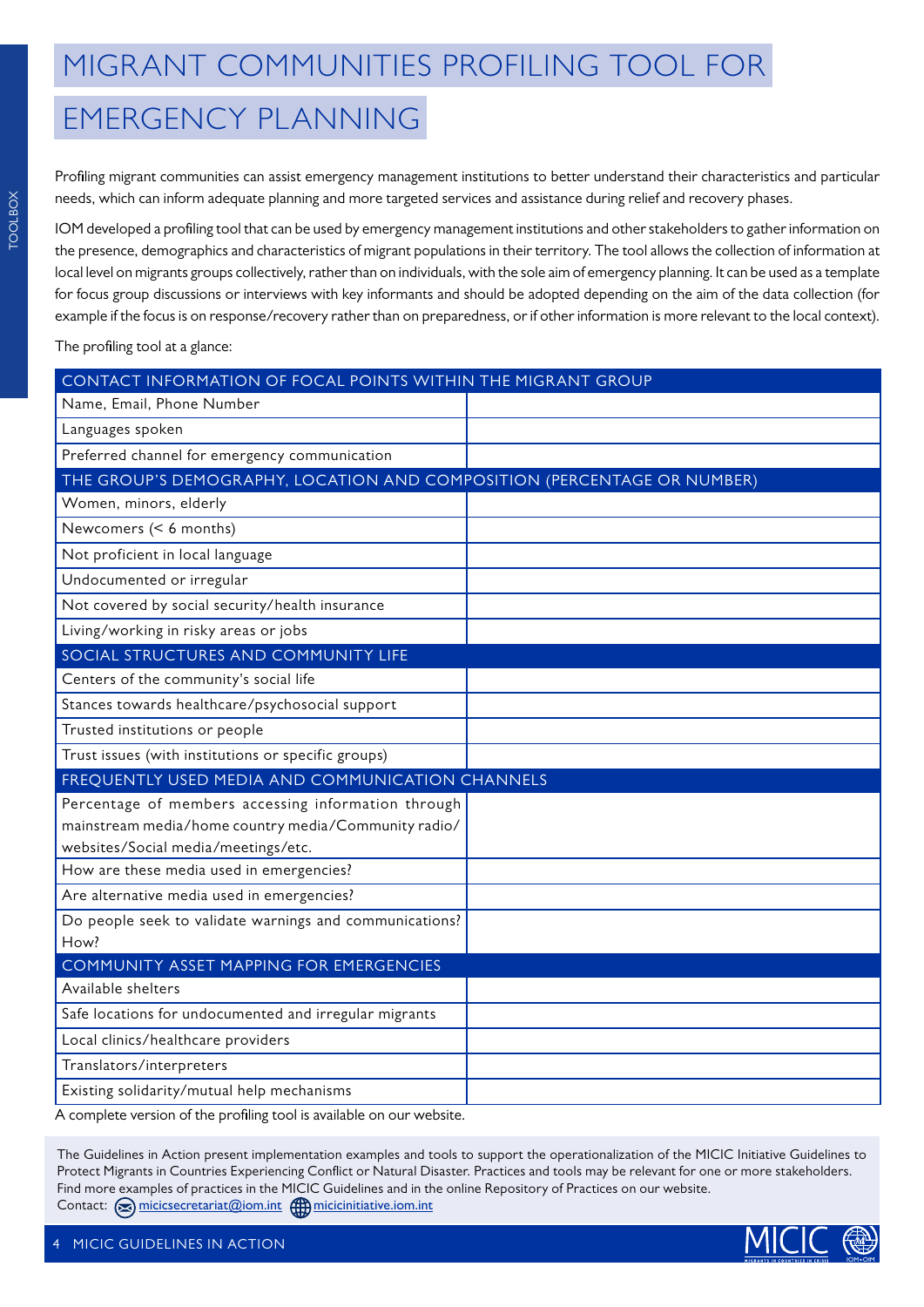# MIGRANT COMMUNITIES PROFILING TOOL FOR EMERGENCY PLANNING

Profiling migrant communities can assist emergency management institutions to better understand their characteristics and particular needs, which can inform adequate planning and more targeted services and assistance during relief and recovery phases.

IOM developed a profiling tool that can be used by emergency management institutions and other stakeholders to gather information on the presence, demographics and characteristics of migrant populations in their territory. The tool allows the collection of information at local level on migrants groups collectively, rather than on individuals, with the sole aim of emergency planning. It can be used as a template for focus group discussions or interviews with key informants and should be adopted depending on the aim of the data collection (for example if the focus is on response/recovery rather than on preparedness, or if other information is more relevant to the local context).

The profiling tool at a glance:

| | |
|---|---|
| **CONTACT INFORMATION OF FOCAL POINTS WITHIN THE MIGRANT GROUP** | |
| Name, Email, Phone Number | |
| Languages spoken | |
| Preferred channel for emergency communication | |
| **THE GROUP'S DEMOGRAPHY, LOCATION AND COMPOSITION (PERCENTAGE OR NUMBER)** | |
| Women, minors, elderly | |
| Newcomers (< 6 months) | |
| Not proficient in local language | |
| Undocumented or irregular | |
| Not covered by social security/health insurance | |
| Living/working in risky areas or jobs | |
| **SOCIAL STRUCTURES AND COMMUNITY LIFE** | |
| Centers of the community's social life | |
| Stances towards healthcare/psychosocial support | |
| Trusted institutions or people | |
| Trust issues (with institutions or specific groups) | |
| **FREQUENTLY USED MEDIA AND COMMUNICATION CHANNELS** | |
| Percentage of members accessing information through mainstream media/home country media/Community radio/ websites/Social media/meetings/etc. | |
| How are these media used in emergencies? | |
| Are alternative media used in emergencies? | |
| Do people seek to validate warnings and communications? How? | |
| **COMMUNITY ASSET MAPPING FOR EMERGENCIES** | |
| Available shelters | |
| Safe locations for undocumented and irregular migrants | |
| Local clinics/healthcare providers | |
| Translators/interpreters | |
| Existing solidarity/mutual help mechanisms | |

A complete version of the profiling tool is available on our website.

The Guidelines in Action present implementation examples and tools to support the operationalization of the MICIC Initiative Guidelines to Protect Migrants in Countries Experiencing Conflict or Natural Disaster. Practices and tools may be relevant for one or more stakeholders. Find more examples of practices in the MICIC Guidelines and in the online Repository of Practices on our website.
Contact: micicsecretariat@iom.int micicinitiative.iom.int